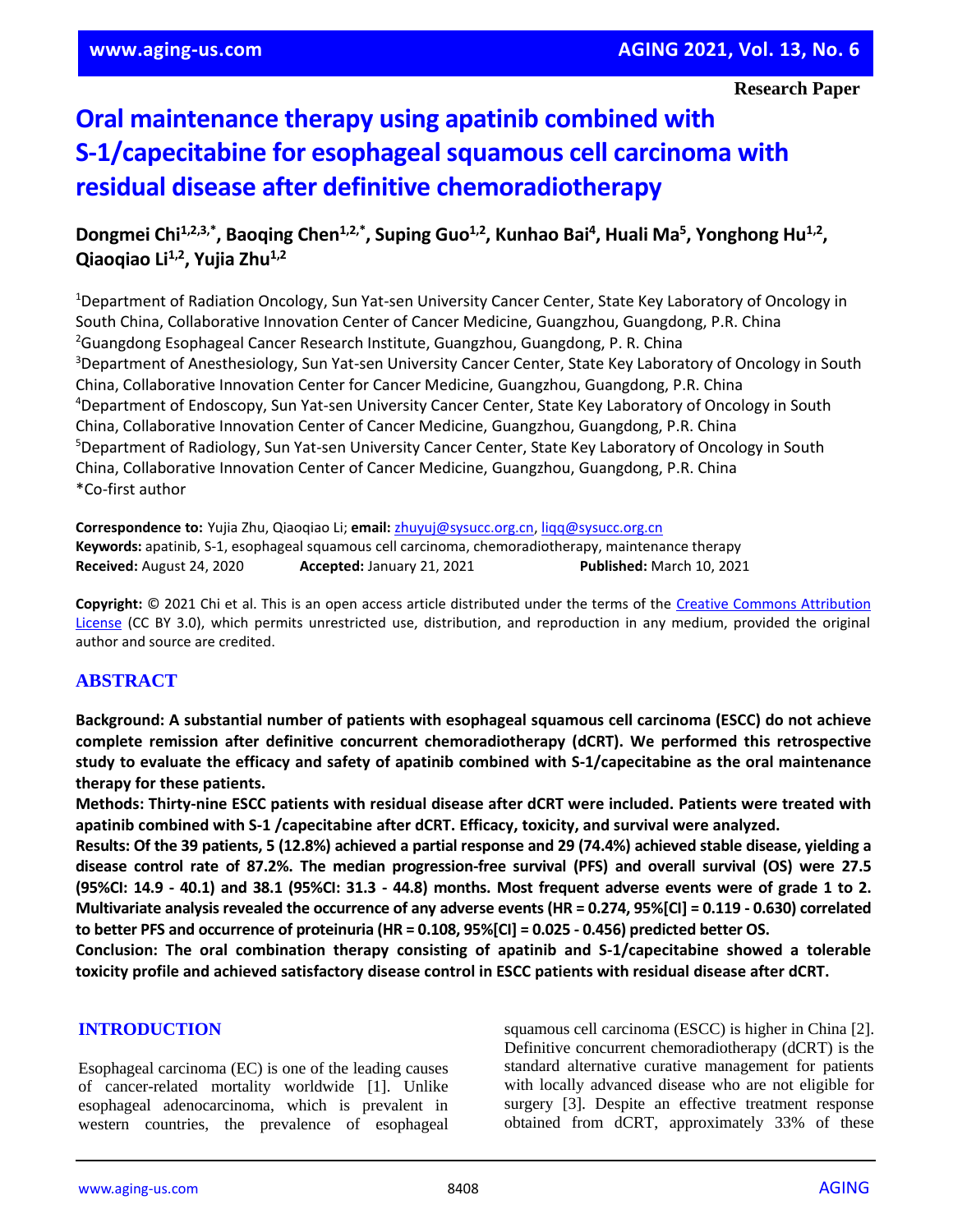Research Paper

# Oral maintenance therapy using apatinib combined with S-1/capecitabine for esophageal squamous cell carcinoma with residual disease after definitive chemoradiotherapy

**Dongmei Chi[1,2,3,*], Baoqing Chen[1,2,*], Suping Guo[1,2], Kunhao Bai[4], Huali Ma[5], Yonghong Hu[1,2], Qiaoqiao Li[1,2], Yujia Zhu[1,2]**

[1]Department of Radiation Oncology, Sun Yat-sen University Cancer Center, State Key Laboratory of Oncology in South China, Collaborative Innovation Center of Cancer Medicine, Guangzhou, Guangdong, P.R. China
[2]Guangdong Esophageal Cancer Research Institute, Guangzhou, Guangdong, P. R. China
[3]Department of Anesthesiology, Sun Yat-sen University Cancer Center, State Key Laboratory of Oncology in South China, Collaborative Innovation Center for Cancer Medicine, Guangzhou, Guangdong, P.R. China
[4]Department of Endoscopy, Sun Yat-sen University Cancer Center, State Key Laboratory of Oncology in South China, Collaborative Innovation Center of Cancer Medicine, Guangzhou, Guangdong, P.R. China
[5]Department of Radiology, Sun Yat-sen University Cancer Center, State Key Laboratory of Oncology in South China, Collaborative Innovation Center of Cancer Medicine, Guangzhou, Guangdong, P.R. China
*Co-first author

**Correspondence to:** Yujia Zhu, Qiaoqiao Li; **email:** zhuyuj@sysucc.org.cn, liqq@sysucc.org.cn
**Keywords:** apatinib, S-1, esophageal squamous cell carcinoma, chemoradiotherapy, maintenance therapy
**Received:** August 24, 2020 **Accepted:** January 21, 2021 **Published:** March 10, 2021

**Copyright:** © 2021 Chi et al. This is an open access article distributed under the terms of the Creative Commons Attribution License (CC BY 3.0), which permits unrestricted use, distribution, and reproduction in any medium, provided the original author and source are credited.

## ABSTRACT

**Background: A substantial number of patients with esophageal squamous cell carcinoma (ESCC) do not achieve complete remission after definitive concurrent chemoradiotherapy (dCRT). We performed this retrospective study to evaluate the efficacy and safety of apatinib combined with S-1/capecitabine as the oral maintenance therapy for these patients.**

**Methods: Thirty-nine ESCC patients with residual disease after dCRT were included. Patients were treated with apatinib combined with S-1 /capecitabine after dCRT. Efficacy, toxicity, and survival were analyzed.**

**Results: Of the 39 patients, 5 (12.8%) achieved a partial response and 29 (74.4%) achieved stable disease, yielding a disease control rate of 87.2%. The median progression-free survival (PFS) and overall survival (OS) were 27.5 (95%CI: 14.9 - 40.1) and 38.1 (95%CI: 31.3 - 44.8) months. Most frequent adverse events were of grade 1 to 2. Multivariate analysis revealed the occurrence of any adverse events (HR = 0.274, 95%[CI] = 0.119 - 0.630) correlated to better PFS and occurrence of proteinuria (HR = 0.108, 95%[CI] = 0.025 - 0.456) predicted better OS.**

**Conclusion: The oral combination therapy consisting of apatinib and S-1/capecitabine showed a tolerable toxicity profile and achieved satisfactory disease control in ESCC patients with residual disease after dCRT.**

## INTRODUCTION

Esophageal carcinoma (EC) is one of the leading causes of cancer-related mortality worldwide [1]. Unlike esophageal adenocarcinoma, which is prevalent in western countries, the prevalence of esophageal squamous cell carcinoma (ESCC) is higher in China [2]. Definitive concurrent chemoradiotherapy (dCRT) is the standard alternative curative management for patients with locally advanced disease who are not eligible for surgery [3]. Despite an effective treatment response obtained from dCRT, approximately 33% of these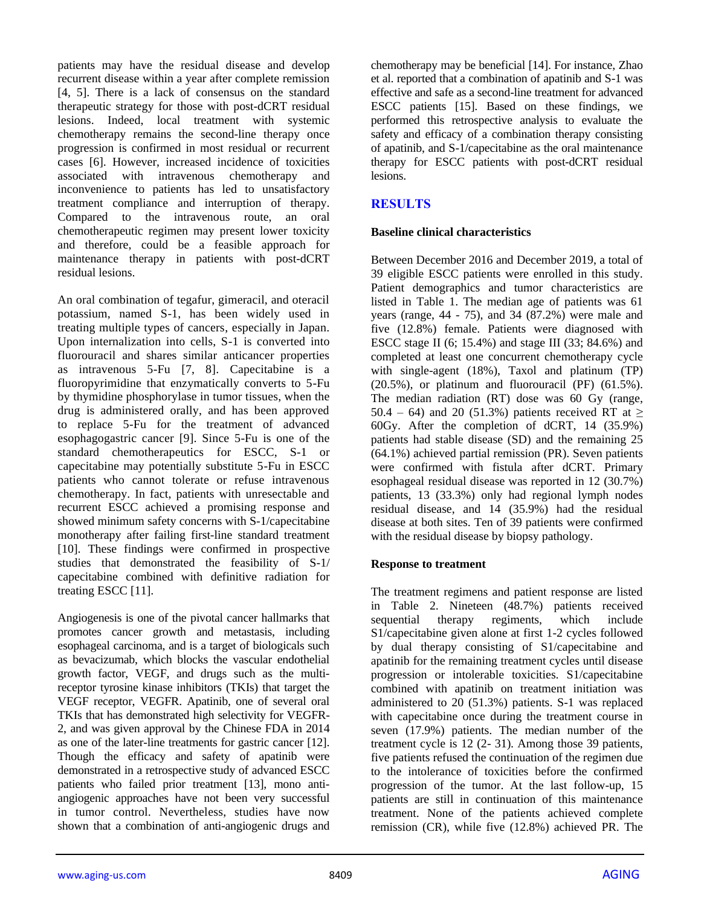patients may have the residual disease and develop recurrent disease within a year after complete remission [4, 5]. There is a lack of consensus on the standard therapeutic strategy for those with post-dCRT residual lesions. Indeed, local treatment with systemic chemotherapy remains the second-line therapy once progression is confirmed in most residual or recurrent cases [6]. However, increased incidence of toxicities associated with intravenous chemotherapy and inconvenience to patients has led to unsatisfactory treatment compliance and interruption of therapy. Compared to the intravenous route, an oral chemotherapeutic regimen may present lower toxicity and therefore, could be a feasible approach for maintenance therapy in patients with post-dCRT residual lesions.

An oral combination of tegafur, gimeracil, and oteracil potassium, named S-1, has been widely used in treating multiple types of cancers, especially in Japan. Upon internalization into cells, S-1 is converted into fluorouracil and shares similar anticancer properties as intravenous 5-Fu [7, 8]. Capecitabine is a fluoropyrimidine that enzymatically converts to 5-Fu by thymidine phosphorylase in tumor tissues, when the drug is administered orally, and has been approved to replace 5-Fu for the treatment of advanced esophagogastric cancer [9]. Since 5-Fu is one of the standard chemotherapeutics for ESCC, S-1 or capecitabine may potentially substitute 5-Fu in ESCC patients who cannot tolerate or refuse intravenous chemotherapy. In fact, patients with unresectable and recurrent ESCC achieved a promising response and showed minimum safety concerns with S-1/capecitabine monotherapy after failing first-line standard treatment [10]. These findings were confirmed in prospective studies that demonstrated the feasibility of S-1/ capecitabine combined with definitive radiation for treating ESCC [11].

Angiogenesis is one of the pivotal cancer hallmarks that promotes cancer growth and metastasis, including esophageal carcinoma, and is a target of biologicals such as bevacizumab, which blocks the vascular endothelial growth factor, VEGF, and drugs such as the multi-receptor tyrosine kinase inhibitors (TKIs) that target the VEGF receptor, VEGFR. Apatinib, one of several oral TKIs that has demonstrated high selectivity for VEGFR-2, and was given approval by the Chinese FDA in 2014 as one of the later-line treatments for gastric cancer [12]. Though the efficacy and safety of apatinib were demonstrated in a retrospective study of advanced ESCC patients who failed prior treatment [13], mono anti-angiogenic approaches have not been very successful in tumor control. Nevertheless, studies have now shown that a combination of anti-angiogenic drugs and chemotherapy may be beneficial [14]. For instance, Zhao et al. reported that a combination of apatinib and S-1 was effective and safe as a second-line treatment for advanced ESCC patients [15]. Based on these findings, we performed this retrospective analysis to evaluate the safety and efficacy of a combination therapy consisting of apatinib, and S-1/capecitabine as the oral maintenance therapy for ESCC patients with post-dCRT residual lesions.

## RESULTS

### Baseline clinical characteristics

Between December 2016 and December 2019, a total of 39 eligible ESCC patients were enrolled in this study. Patient demographics and tumor characteristics are listed in Table 1. The median age of patients was 61 years (range, 44 - 75), and 34 (87.2%) were male and five (12.8%) female. Patients were diagnosed with ESCC stage II (6; 15.4%) and stage III (33; 84.6%) and completed at least one concurrent chemotherapy cycle with single-agent (18%), Taxol and platinum (TP) (20.5%), or platinum and fluorouracil (PF) (61.5%). The median radiation (RT) dose was 60 Gy (range, 50.4 – 64) and 20 (51.3%) patients received RT at ≥ 60Gy. After the completion of dCRT, 14 (35.9%) patients had stable disease (SD) and the remaining 25 (64.1%) achieved partial remission (PR). Seven patients were confirmed with fistula after dCRT. Primary esophageal residual disease was reported in 12 (30.7%) patients, 13 (33.3%) only had regional lymph nodes residual disease, and 14 (35.9%) had the residual disease at both sites. Ten of 39 patients were confirmed with the residual disease by biopsy pathology.

### Response to treatment

The treatment regimens and patient response are listed in Table 2. Nineteen (48.7%) patients received sequential therapy regiments, which include S1/capecitabine given alone at first 1-2 cycles followed by dual therapy consisting of S1/capecitabine and apatinib for the remaining treatment cycles until disease progression or intolerable toxicities. S1/capecitabine combined with apatinib on treatment initiation was administered to 20 (51.3%) patients. S-1 was replaced with capecitabine once during the treatment course in seven (17.9%) patients. The median number of the treatment cycle is 12 (2- 31). Among those 39 patients, five patients refused the continuation of the regimen due to the intolerance of toxicities before the confirmed progression of the tumor. At the last follow-up, 15 patients are still in continuation of this maintenance treatment. None of the patients achieved complete remission (CR), while five (12.8%) achieved PR. The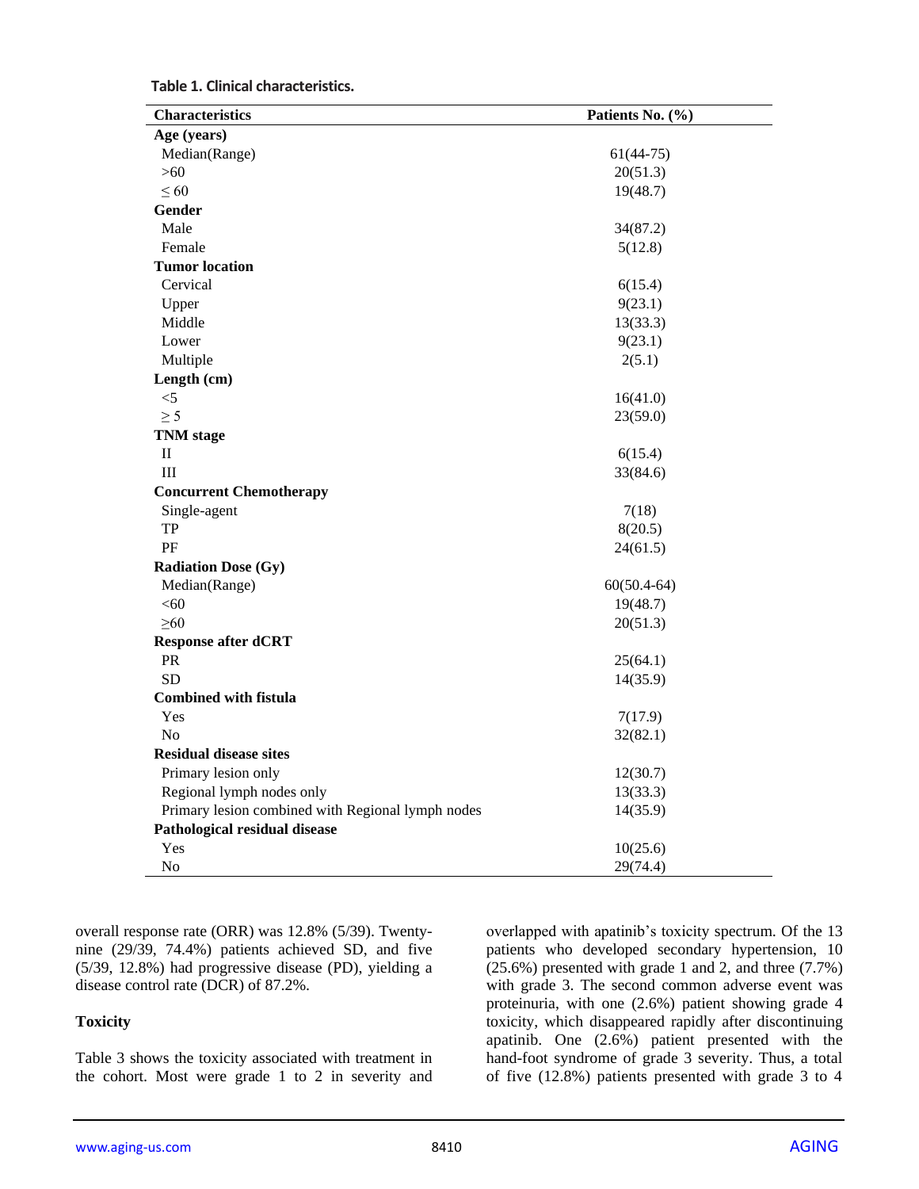**Table 1. Clinical characteristics.**

| Characteristics | Patients No. (%) |
|---|---|
| **Age (years)** | |
| Median(Range) | 61(44-75) |
| >60 | 20(51.3) |
| ≤ 60 | 19(48.7) |
| **Gender** | |
| Male | 34(87.2) |
| Female | 5(12.8) |
| **Tumor location** | |
| Cervical | 6(15.4) |
| Upper | 9(23.1) |
| Middle | 13(33.3) |
| Lower | 9(23.1) |
| Multiple | 2(5.1) |
| **Length (cm)** | |
| <5 | 16(41.0) |
| ≥ 5 | 23(59.0) |
| **TNM stage** | |
| II | 6(15.4) |
| III | 33(84.6) |
| **Concurrent Chemotherapy** | |
| Single-agent | 7(18) |
| TP | 8(20.5) |
| PF | 24(61.5) |
| **Radiation Dose (Gy)** | |
| Median(Range) | 60(50.4-64) |
| <60 | 19(48.7) |
| ≥60 | 20(51.3) |
| **Response after dCRT** | |
| PR | 25(64.1) |
| SD | 14(35.9) |
| **Combined with fistula** | |
| Yes | 7(17.9) |
| No | 32(82.1) |
| **Residual disease sites** | |
| Primary lesion only | 12(30.7) |
| Regional lymph nodes only | 13(33.3) |
| Primary lesion combined with Regional lymph nodes | 14(35.9) |
| **Pathological residual disease** | |
| Yes | 10(25.6) |
| No | 29(74.4) |

overall response rate (ORR) was 12.8% (5/39). Twenty-nine (29/39, 74.4%) patients achieved SD, and five (5/39, 12.8%) had progressive disease (PD), yielding a disease control rate (DCR) of 87.2%.

### Toxicity

Table 3 shows the toxicity associated with treatment in the cohort. Most were grade 1 to 2 in severity and overlapped with apatinib's toxicity spectrum. Of the 13 patients who developed secondary hypertension, 10 (25.6%) presented with grade 1 and 2, and three (7.7%) with grade 3. The second common adverse event was proteinuria, with one (2.6%) patient showing grade 4 toxicity, which disappeared rapidly after discontinuing apatinib. One (2.6%) patient presented with the hand-foot syndrome of grade 3 severity. Thus, a total of five (12.8%) patients presented with grade 3 to 4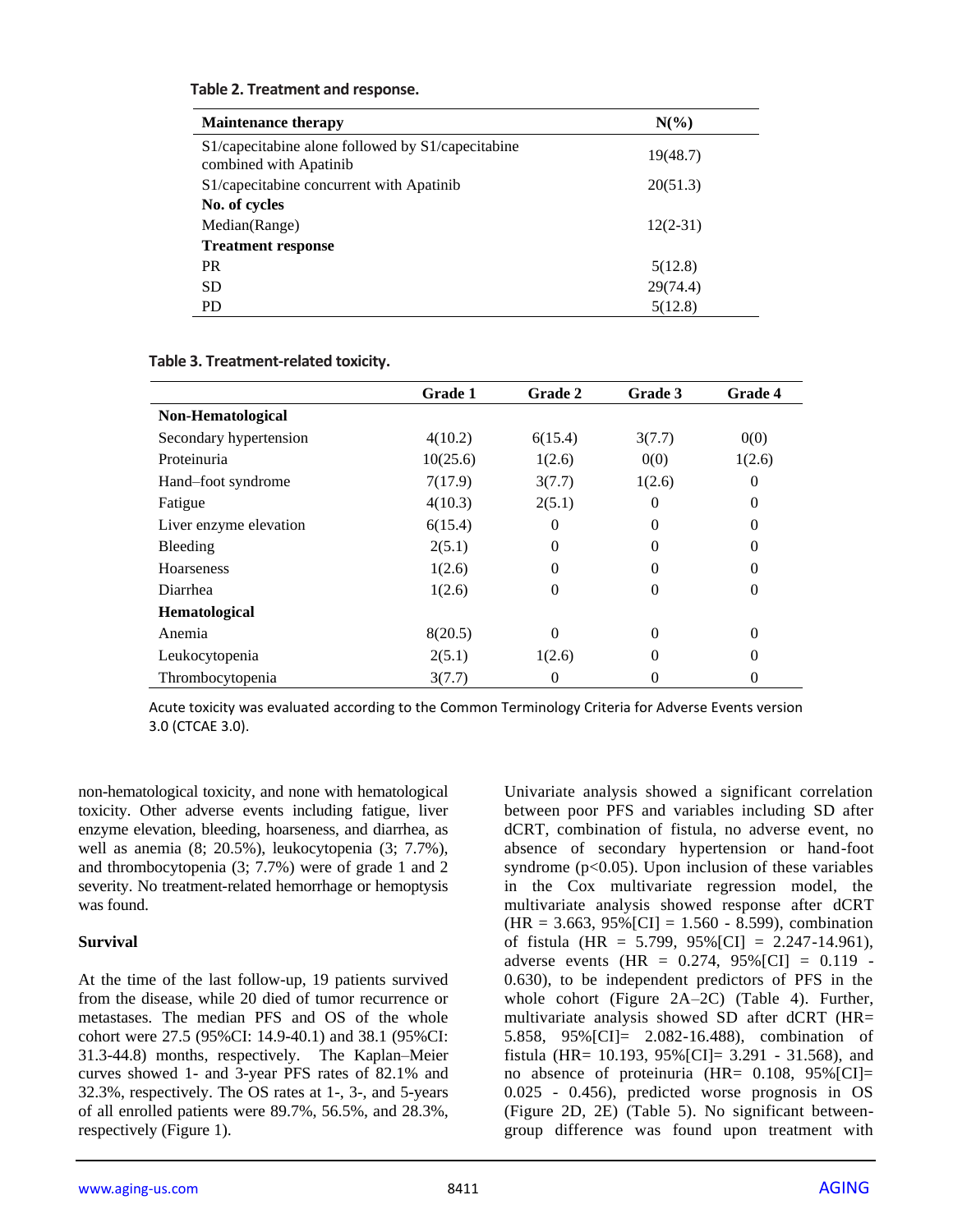**Table 2. Treatment and response.**

| Maintenance therapy | N(%) |
|---|---|
| S1/capecitabine alone followed by S1/capecitabine combined with Apatinib | 19(48.7) |
| S1/capecitabine concurrent with Apatinib | 20(51.3) |
| **No. of cycles** | |
| Median(Range) | 12(2-31) |
| **Treatment response** | |
| PR | 5(12.8) |
| SD | 29(74.4) |
| PD | 5(12.8) |

**Table 3. Treatment-related toxicity.**

| | Grade 1 | Grade 2 | Grade 3 | Grade 4 |
|---|---|---|---|---|
| **Non-Hematological** | | | | |
| Secondary hypertension | 4(10.2) | 6(15.4) | 3(7.7) | 0(0) |
| Proteinuria | 10(25.6) | 1(2.6) | 0(0) | 1(2.6) |
| Hand–foot syndrome | 7(17.9) | 3(7.7) | 1(2.6) | 0 |
| Fatigue | 4(10.3) | 2(5.1) | 0 | 0 |
| Liver enzyme elevation | 6(15.4) | 0 | 0 | 0 |
| Bleeding | 2(5.1) | 0 | 0 | 0 |
| Hoarseness | 1(2.6) | 0 | 0 | 0 |
| Diarrhea | 1(2.6) | 0 | 0 | 0 |
| **Hematological** | | | | |
| Anemia | 8(20.5) | 0 | 0 | 0 |
| Leukocytopenia | 2(5.1) | 1(2.6) | 0 | 0 |
| Thrombocytopenia | 3(7.7) | 0 | 0 | 0 |

Acute toxicity was evaluated according to the Common Terminology Criteria for Adverse Events version 3.0 (CTCAE 3.0).

non-hematological toxicity, and none with hematological toxicity. Other adverse events including fatigue, liver enzyme elevation, bleeding, hoarseness, and diarrhea, as well as anemia (8; 20.5%), leukocytopenia (3; 7.7%), and thrombocytopenia (3; 7.7%) were of grade 1 and 2 severity. No treatment-related hemorrhage or hemoptysis was found.

### Survival

At the time of the last follow-up, 19 patients survived from the disease, while 20 died of tumor recurrence or metastases. The median PFS and OS of the whole cohort were 27.5 (95%CI: 14.9-40.1) and 38.1 (95%CI: 31.3-44.8) months, respectively. The Kaplan–Meier curves showed 1- and 3-year PFS rates of 82.1% and 32.3%, respectively. The OS rates at 1-, 3-, and 5-years of all enrolled patients were 89.7%, 56.5%, and 28.3%, respectively (Figure 1).

Univariate analysis showed a significant correlation between poor PFS and variables including SD after dCRT, combination of fistula, no adverse event, no absence of secondary hypertension or hand-foot syndrome ($p<0.05$). Upon inclusion of these variables in the Cox multivariate regression model, the multivariate analysis showed response after dCRT (HR = 3.663, 95%[CI] = 1.560 - 8.599), combination of fistula (HR = 5.799, 95%[CI] = 2.247-14.961), adverse events (HR = 0.274, 95%[CI] = 0.119 - 0.630), to be independent predictors of PFS in the whole cohort (Figure 2A–2C) (Table 4). Further, multivariate analysis showed SD after dCRT (HR= 5.858, 95%[CI]= 2.082-16.488), combination of fistula (HR= 10.193, 95%[CI]= 3.291 - 31.568), and no absence of proteinuria (HR= 0.108, 95%[CI]= 0.025 - 0.456), predicted worse prognosis in OS (Figure 2D, 2E) (Table 5). No significant between-group difference was found upon treatment with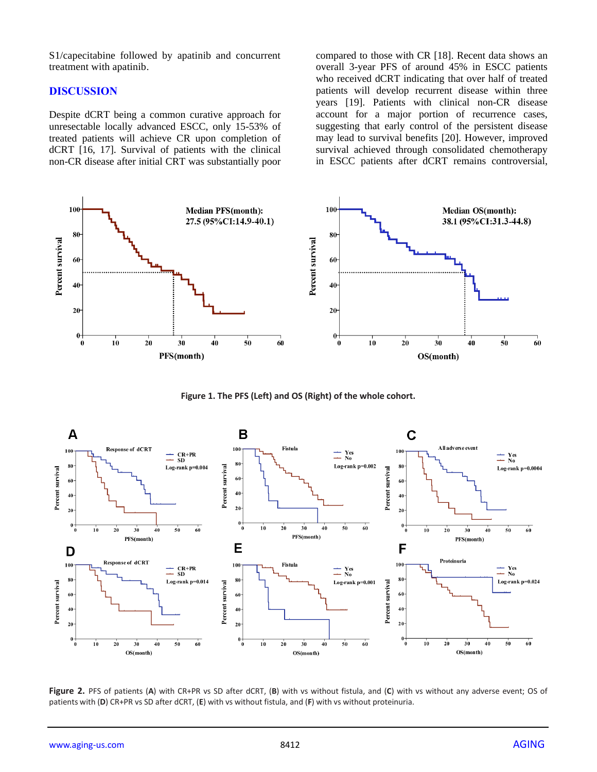S1/capecitabine followed by apatinib and concurrent treatment with apatinib.

## DISCUSSION

Despite dCRT being a common curative approach for unresectable locally advanced ESCC, only 15-53% of treated patients will achieve CR upon completion of dCRT [16, 17]. Survival of patients with the clinical non-CR disease after initial CRT was substantially poor compared to those with CR [18]. Recent data shows an overall 3-year PFS of around 45% in ESCC patients who received dCRT indicating that over half of treated patients will develop recurrent disease within three years [19]. Patients with clinical non-CR disease account for a major portion of recurrence cases, suggesting that early control of the persistent disease may lead to survival benefits [20]. However, improved survival achieved through consolidated chemotherapy in ESCC patients after dCRT remains controversial,

**Figure 1. The PFS (Left) and OS (Right) of the whole cohort.**

**Figure 2.** PFS of patients (**A**) with CR+PR vs SD after dCRT, (**B**) with vs without fistula, and (**C**) with vs without any adverse event; OS of patients with (**D**) CR+PR vs SD after dCRT, (**E**) with vs without fistula, and (**F**) with vs without proteinuria.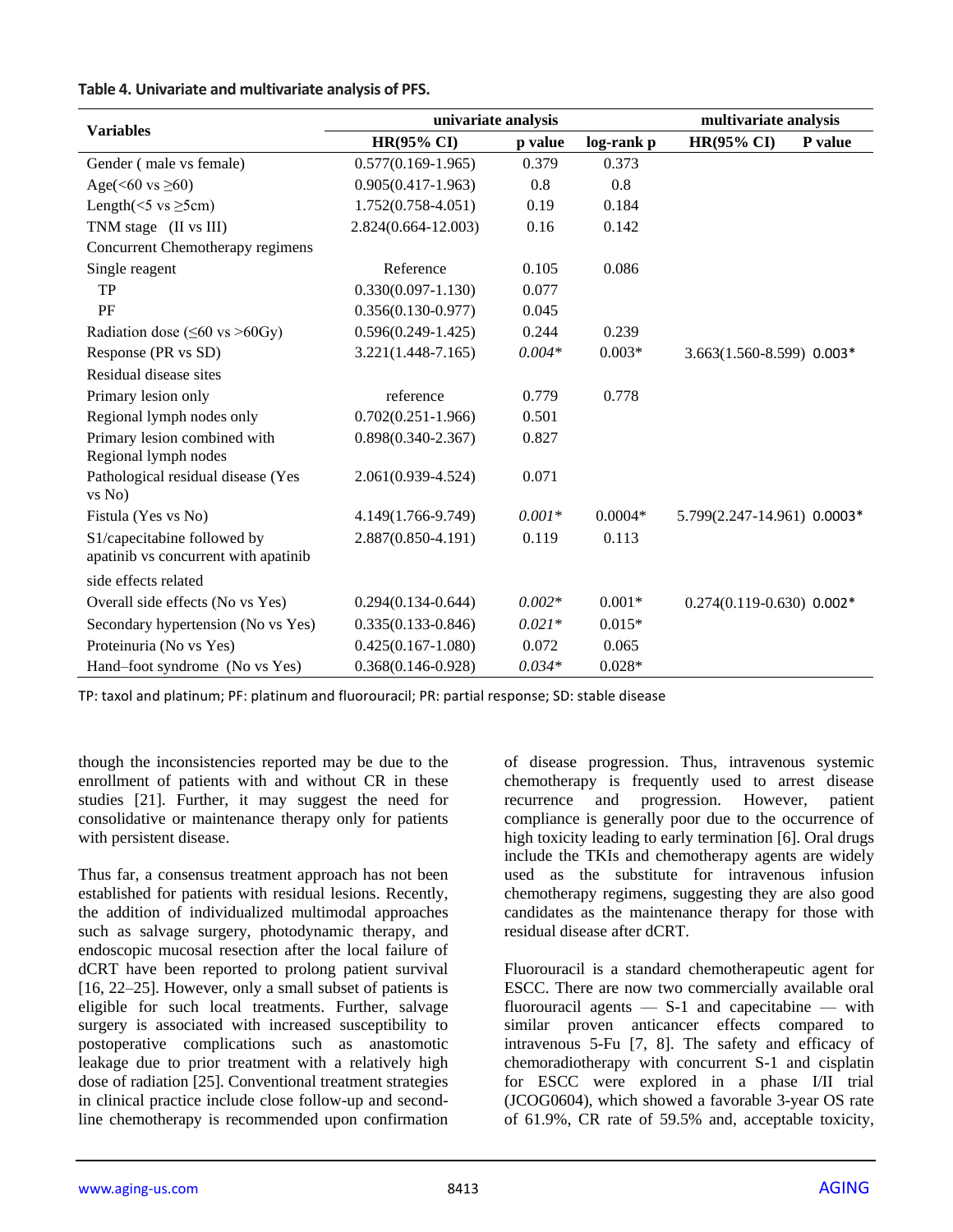**Table 4. Univariate and multivariate analysis of PFS.**

| Variables | univariate analysis | | | multivariate analysis | |
|---|---|---|---|---|---|
| | HR(95% CI) | p value | log-rank p | HR(95% CI) | P value |
| Gender ( male vs female) | 0.577(0.169-1.965) | 0.379 | 0.373 | | |
| Age(<60 vs ≥60) | 0.905(0.417-1.963) | 0.8 | 0.8 | | |
| Length(<5 vs ≥5cm) | 1.752(0.758-4.051) | 0.19 | 0.184 | | |
| TNM stage (II vs III) | 2.824(0.664-12.003) | 0.16 | 0.142 | | |
| Concurrent Chemotherapy regimens | | | | | |
| Single reagent | Reference | 0.105 | 0.086 | | |
| TP | 0.330(0.097-1.130) | 0.077 | | | |
| PF | 0.356(0.130-0.977) | 0.045 | | | |
| Radiation dose (≤60 vs >60Gy) | 0.596(0.249-1.425) | 0.244 | 0.239 | | |
| Response (PR vs SD) | 3.221(1.448-7.165) | *0.004** | 0.003* | 3.663(1.560-8.599) | 0.003* |
| Residual disease sites | | | | | |
| Primary lesion only | reference | 0.779 | 0.778 | | |
| Regional lymph nodes only | 0.702(0.251-1.966) | 0.501 | | | |
| Primary lesion combined with Regional lymph nodes | 0.898(0.340-2.367) | 0.827 | | | |
| Pathological residual disease (Yes vs No) | 2.061(0.939-4.524) | 0.071 | | | |
| Fistula (Yes vs No) | 4.149(1.766-9.749) | *0.001** | 0.0004* | 5.799(2.247-14.961) | 0.0003* |
| S1/capecitabine followed by apatinib vs concurrent with apatinib | 2.887(0.850-4.191) | 0.119 | 0.113 | | |
| side effects related | | | | | |
| Overall side effects (No vs Yes) | 0.294(0.134-0.644) | *0.002** | 0.001* | 0.274(0.119-0.630) | 0.002* |
| Secondary hypertension (No vs Yes) | 0.335(0.133-0.846) | *0.021** | 0.015* | | |
| Proteinuria (No vs Yes) | 0.425(0.167-1.080) | 0.072 | 0.065 | | |
| Hand–foot syndrome (No vs Yes) | 0.368(0.146-0.928) | *0.034** | 0.028* | | |

TP: taxol and platinum; PF: platinum and fluorouracil; PR: partial response; SD: stable disease

though the inconsistencies reported may be due to the enrollment of patients with and without CR in these studies [21]. Further, it may suggest the need for consolidative or maintenance therapy only for patients with persistent disease.

Thus far, a consensus treatment approach has not been established for patients with residual lesions. Recently, the addition of individualized multimodal approaches such as salvage surgery, photodynamic therapy, and endoscopic mucosal resection after the local failure of dCRT have been reported to prolong patient survival [16, 22–25]. However, only a small subset of patients is eligible for such local treatments. Further, salvage surgery is associated with increased susceptibility to postoperative complications such as anastomotic leakage due to prior treatment with a relatively high dose of radiation [25]. Conventional treatment strategies in clinical practice include close follow-up and second-line chemotherapy is recommended upon confirmation of disease progression. Thus, intravenous systemic chemotherapy is frequently used to arrest disease recurrence and progression. However, patient compliance is generally poor due to the occurrence of high toxicity leading to early termination [6]. Oral drugs include the TKIs and chemotherapy agents are widely used as the substitute for intravenous infusion chemotherapy regimens, suggesting they are also good candidates as the maintenance therapy for those with residual disease after dCRT.

Fluorouracil is a standard chemotherapeutic agent for ESCC. There are now two commercially available oral fluorouracil agents — S-1 and capecitabine — with similar proven anticancer effects compared to intravenous 5-Fu [7, 8]. The safety and efficacy of chemoradiotherapy with concurrent S-1 and cisplatin for ESCC were explored in a phase I/II trial (JCOG0604), which showed a favorable 3-year OS rate of 61.9%, CR rate of 59.5% and, acceptable toxicity,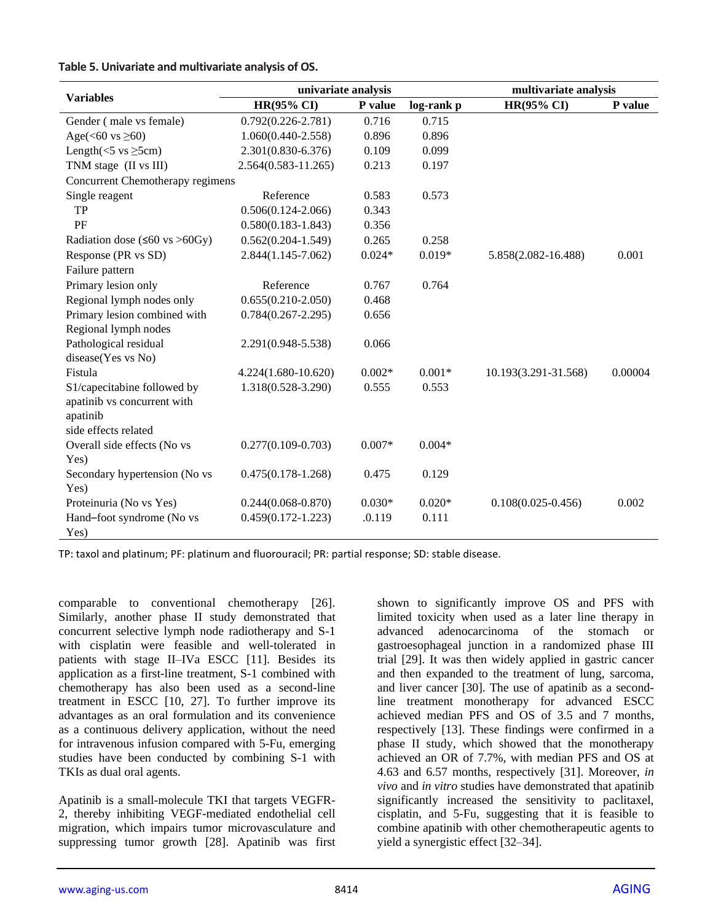**Table 5. Univariate and multivariate analysis of OS.**

| Variables | univariate analysis | | | multivariate analysis | |
|---|---|---|---|---|---|
| | HR(95% CI) | P value | log-rank p | HR(95% CI) | P value |
| Gender ( male vs female) | 0.792(0.226-2.781) | 0.716 | 0.715 | | |
| Age(<60 vs ≥60) | 1.060(0.440-2.558) | 0.896 | 0.896 | | |
| Length(<5 vs ≥5cm) | 2.301(0.830-6.376) | 0.109 | 0.099 | | |
| TNM stage (II vs III) | 2.564(0.583-11.265) | 0.213 | 0.197 | | |
| Concurrent Chemotherapy regimens | | | | | |
| Single reagent | Reference | 0.583 | 0.573 | | |
| TP | 0.506(0.124-2.066) | 0.343 | | | |
| PF | 0.580(0.183-1.843) | 0.356 | | | |
| Radiation dose (≤60 vs >60Gy) | 0.562(0.204-1.549) | 0.265 | 0.258 | | |
| Response (PR vs SD) | 2.844(1.145-7.062) | 0.024* | 0.019* | 5.858(2.082-16.488) | 0.001 |
| Failure pattern | | | | | |
| Primary lesion only | Reference | 0.767 | 0.764 | | |
| Regional lymph nodes only | 0.655(0.210-2.050) | 0.468 | | | |
| Primary lesion combined with Regional lymph nodes | 0.784(0.267-2.295) | 0.656 | | | |
| Pathological residual disease(Yes vs No) | 2.291(0.948-5.538) | 0.066 | | | |
| Fistula | 4.224(1.680-10.620) | 0.002* | 0.001* | 10.193(3.291-31.568) | 0.00004 |
| S1/capecitabine followed by apatinib vs concurrent with apatinib | 1.318(0.528-3.290) | 0.555 | 0.553 | | |
| side effects related | | | | | |
| Overall side effects (No vs Yes) | 0.277(0.109-0.703) | 0.007* | 0.004* | | |
| Secondary hypertension (No vs Yes) | 0.475(0.178-1.268) | 0.475 | 0.129 | | |
| Proteinuria (No vs Yes) | 0.244(0.068-0.870) | 0.030* | 0.020* | 0.108(0.025-0.456) | 0.002 |
| Hand–foot syndrome (No vs Yes) | 0.459(0.172-1.223) | .0.119 | 0.111 | | |

TP: taxol and platinum; PF: platinum and fluorouracil; PR: partial response; SD: stable disease.

comparable to conventional chemotherapy [26]. Similarly, another phase II study demonstrated that concurrent selective lymph node radiotherapy and S-1 with cisplatin were feasible and well-tolerated in patients with stage II–IVa ESCC [11]. Besides its application as a first-line treatment, S-1 combined with chemotherapy has also been used as a second-line treatment in ESCC [10, 27]. To further improve its advantages as an oral formulation and its convenience as a continuous delivery application, without the need for intravenous infusion compared with 5-Fu, emerging studies have been conducted by combining S-1 with TKIs as dual oral agents.

Apatinib is a small-molecule TKI that targets VEGFR-2, thereby inhibiting VEGF-mediated endothelial cell migration, which impairs tumor microvasculature and suppressing tumor growth [28]. Apatinib was first shown to significantly improve OS and PFS with limited toxicity when used as a later line therapy in advanced adenocarcinoma of the stomach or gastroesophageal junction in a randomized phase III trial [29]. It was then widely applied in gastric cancer and then expanded to the treatment of lung, sarcoma, and liver cancer [30]. The use of apatinib as a second-line treatment monotherapy for advanced ESCC achieved median PFS and OS of 3.5 and 7 months, respectively [13]. These findings were confirmed in a phase II study, which showed that the monotherapy achieved an OR of 7.7%, with median PFS and OS at 4.63 and 6.57 months, respectively [31]. Moreover, *in vivo* and *in vitro* studies have demonstrated that apatinib significantly increased the sensitivity to paclitaxel, cisplatin, and 5-Fu, suggesting that it is feasible to combine apatinib with other chemotherapeutic agents to yield a synergistic effect [32–34].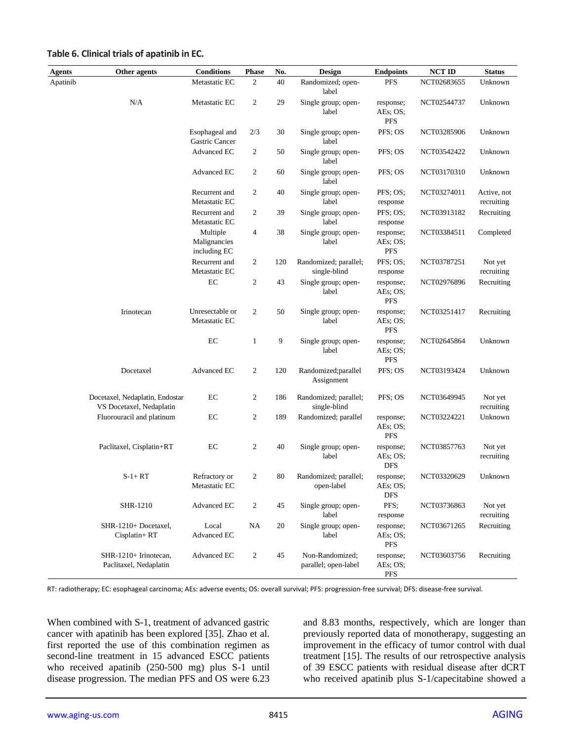**Table 6. Clinical trials of apatinib in EC.**

| Agents | Other agents | Conditions | Phase | No. | Design | Endpoints | NCT ID | Status |
|---|---|---|---|---|---|---|---|---|
| Apatinib | | Metastatic EC | 2 | 40 | Randomized; open-label | PFS | NCT02683655 | Unknown |
| | N/A | Metastatic EC | 2 | 29 | Single group; open-label | response; AEs; OS; PFS | NCT02544737 | Unknown |
| | | Esophageal and Gastric Cancer | 2/3 | 30 | Single group; open-label | PFS; OS | NCT03285906 | Unknown |
| | | Advanced EC | 2 | 50 | Single group; open-label | PFS; OS | NCT03542422 | Unknown |
| | | Advanced EC | 2 | 60 | Single group; open-label | PFS; OS | NCT03170310 | Unknown |
| | | Recurrent and Metastatic EC | 2 | 40 | Single group; open-label | PFS; OS; response | NCT03274011 | Active, not recruiting |
| | | Recurrent and Metastatic EC | 2 | 39 | Single group; open-label | PFS; OS; response | NCT03913182 | Recruiting |
| | | Multiple Malignancies including EC | 4 | 38 | Single group; open-label | response; AEs; OS; PFS | NCT03384511 | Completed |
| | | Recurrent and Metastatic EC | 2 | 120 | Randomized; parallel; single-blind | PFS; OS; response | NCT03787251 | Not yet recruiting |
| | | EC | 2 | 43 | Single group; open-label | response; AEs; OS; PFS | NCT02976896 | Recruiting |
| | Irinotecan | Unresectable or Metastatic EC | 2 | 50 | Single group; open-label | response; AEs; OS; PFS | NCT03251417 | Recruiting |
| | | EC | 1 | 9 | Single group; open-label | response; AEs; OS; PFS | NCT02645864 | Unknown |
| | Docetaxel | Advanced EC | 2 | 120 | Randomized;parallel Assignment | PFS; OS | NCT03193424 | Unknown |
| | Docetaxel, Nedaplatin, Endostar VS Docetaxel, Nedaplatin | EC | 2 | 186 | Randomized; parallel; single-blind | PFS; OS | NCT03649945 | Not yet recruiting |
| | Fluorouracil and platinum | EC | 2 | 189 | Randomized; parallel | response; AEs; OS; PFS | NCT03224221 | Unknown |
| | Paclitaxel, Cisplatin+RT | EC | 2 | 40 | Single group; open-label | response; AEs; OS; DFS | NCT03857763 | Not yet recruiting |
| | S-1+ RT | Refractory or Metastatic EC | 2 | 80 | Randomized; parallel; open-label | response; AEs; OS; DFS | NCT03320629 | Unknown |
| | SHR-1210 | Advanced EC | 2 | 45 | Single group; open-label | PFS; response | NCT03736863 | Not yet recruiting |
| | SHR-1210+ Docetaxel, Cisplatin+ RT | Local Advanced EC | NA | 20 | Single group; open-label | response; AEs; OS; PFS | NCT03671265 | Recruiting |
| | SHR-1210+ Irinotecan, Paclitaxel, Nedaplatin | Advanced EC | 2 | 45 | Non-Randomized; parallel; open-label | response; AEs; OS; PFS | NCT03603756 | Recruiting |

RT: radiotherapy; EC: esophageal carcinoma; AEs: adverse events; OS: overall survival; PFS: progression-free survival; DFS: disease-free survival.

When combined with S-1, treatment of advanced gastric cancer with apatinib has been explored [35]. Zhao et al. first reported the use of this combination regimen as second-line treatment in 15 advanced ESCC patients who received apatinib (250-500 mg) plus S-1 until disease progression. The median PFS and OS were 6.23 and 8.83 months, respectively, which are longer than previously reported data of monotherapy, suggesting an improvement in the efficacy of tumor control with dual treatment [15]. The results of our retrospective analysis of 39 ESCC patients with residual disease after dCRT who received apatinib plus S-1/capecitabine showed a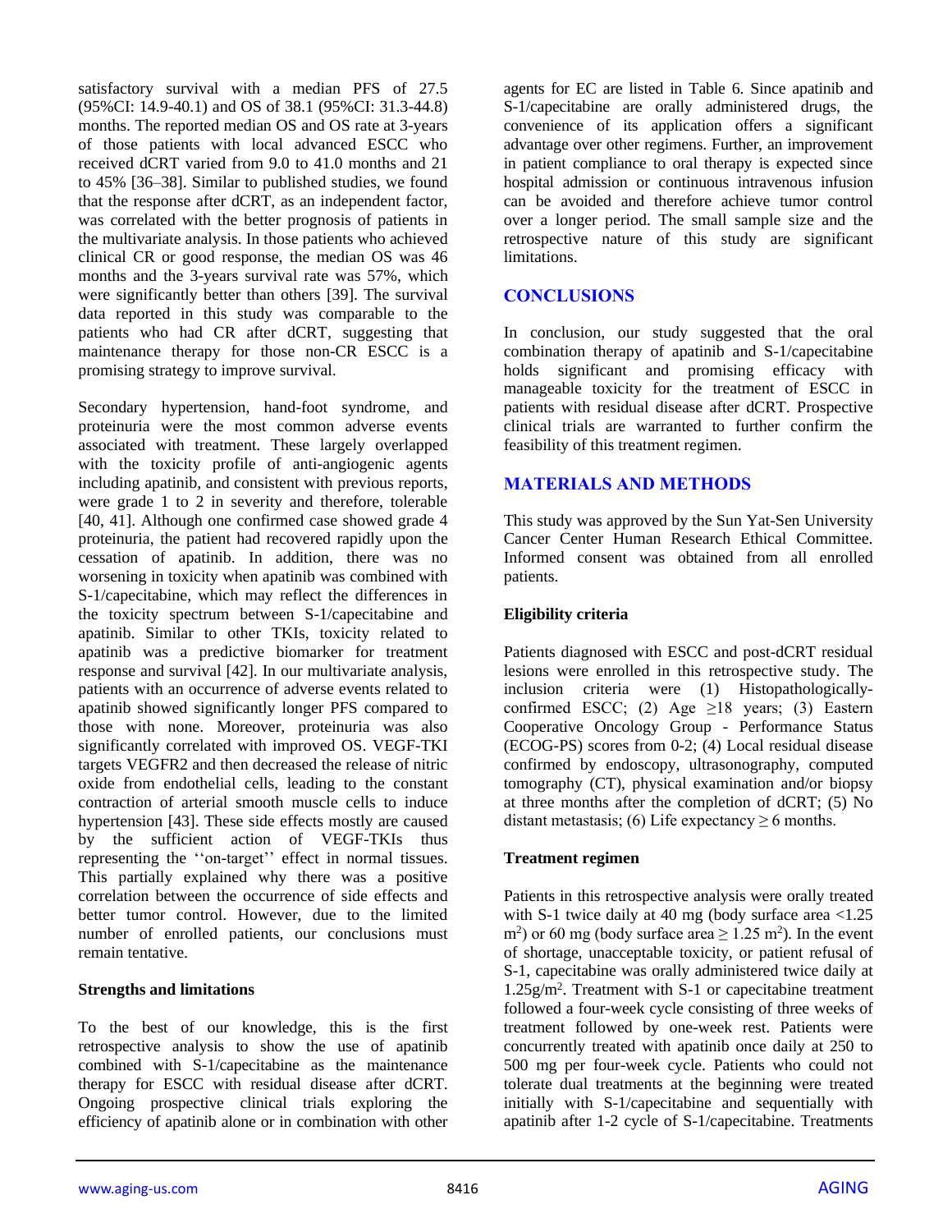satisfactory survival with a median PFS of 27.5 (95%CI: 14.9-40.1) and OS of 38.1 (95%CI: 31.3-44.8) months. The reported median OS and OS rate at 3-years of those patients with local advanced ESCC who received dCRT varied from 9.0 to 41.0 months and 21 to 45% [36–38]. Similar to published studies, we found that the response after dCRT, as an independent factor, was correlated with the better prognosis of patients in the multivariate analysis. In those patients who achieved clinical CR or good response, the median OS was 46 months and the 3-years survival rate was 57%, which were significantly better than others [39]. The survival data reported in this study was comparable to the patients who had CR after dCRT, suggesting that maintenance therapy for those non-CR ESCC is a promising strategy to improve survival.

Secondary hypertension, hand-foot syndrome, and proteinuria were the most common adverse events associated with treatment. These largely overlapped with the toxicity profile of anti-angiogenic agents including apatinib, and consistent with previous reports, were grade 1 to 2 in severity and therefore, tolerable [40, 41]. Although one confirmed case showed grade 4 proteinuria, the patient had recovered rapidly upon the cessation of apatinib. In addition, there was no worsening in toxicity when apatinib was combined with S-1/capecitabine, which may reflect the differences in the toxicity spectrum between S-1/capecitabine and apatinib. Similar to other TKIs, toxicity related to apatinib was a predictive biomarker for treatment response and survival [42]. In our multivariate analysis, patients with an occurrence of adverse events related to apatinib showed significantly longer PFS compared to those with none. Moreover, proteinuria was also significantly correlated with improved OS. VEGF-TKI targets VEGFR2 and then decreased the release of nitric oxide from endothelial cells, leading to the constant contraction of arterial smooth muscle cells to induce hypertension [43]. These side effects mostly are caused by the sufficient action of VEGF-TKIs thus representing the ''on-target'' effect in normal tissues. This partially explained why there was a positive correlation between the occurrence of side effects and better tumor control. However, due to the limited number of enrolled patients, our conclusions must remain tentative.

### Strengths and limitations

To the best of our knowledge, this is the first retrospective analysis to show the use of apatinib combined with S-1/capecitabine as the maintenance therapy for ESCC with residual disease after dCRT. Ongoing prospective clinical trials exploring the efficiency of apatinib alone or in combination with other agents for EC are listed in Table 6. Since apatinib and S-1/capecitabine are orally administered drugs, the convenience of its application offers a significant advantage over other regimens. Further, an improvement in patient compliance to oral therapy is expected since hospital admission or continuous intravenous infusion can be avoided and therefore achieve tumor control over a longer period. The small sample size and the retrospective nature of this study are significant limitations.

## CONCLUSIONS

In conclusion, our study suggested that the oral combination therapy of apatinib and S-1/capecitabine holds significant and promising efficacy with manageable toxicity for the treatment of ESCC in patients with residual disease after dCRT. Prospective clinical trials are warranted to further confirm the feasibility of this treatment regimen.

## MATERIALS AND METHODS

This study was approved by the Sun Yat-Sen University Cancer Center Human Research Ethical Committee. Informed consent was obtained from all enrolled patients.

### Eligibility criteria

Patients diagnosed with ESCC and post-dCRT residual lesions were enrolled in this retrospective study. The inclusion criteria were (1) Histopathologically-confirmed ESCC; (2) Age ≥18 years; (3) Eastern Cooperative Oncology Group - Performance Status (ECOG-PS) scores from 0-2; (4) Local residual disease confirmed by endoscopy, ultrasonography, computed tomography (CT), physical examination and/or biopsy at three months after the completion of dCRT; (5) No distant metastasis; (6) Life expectancy ≥ 6 months.

### Treatment regimen

Patients in this retrospective analysis were orally treated with S-1 twice daily at 40 mg (body surface area <1.25 $m^2$) or 60 mg (body surface area ≥ 1.25 $m^2$). In the event of shortage, unacceptable toxicity, or patient refusal of S-1, capecitabine was orally administered twice daily at 1.25g/$m^2$. Treatment with S-1 or capecitabine treatment followed a four-week cycle consisting of three weeks of treatment followed by one-week rest. Patients were concurrently treated with apatinib once daily at 250 to 500 mg per four-week cycle. Patients who could not tolerate dual treatments at the beginning were treated initially with S-1/capecitabine and sequentially with apatinib after 1-2 cycle of S-1/capecitabine. Treatments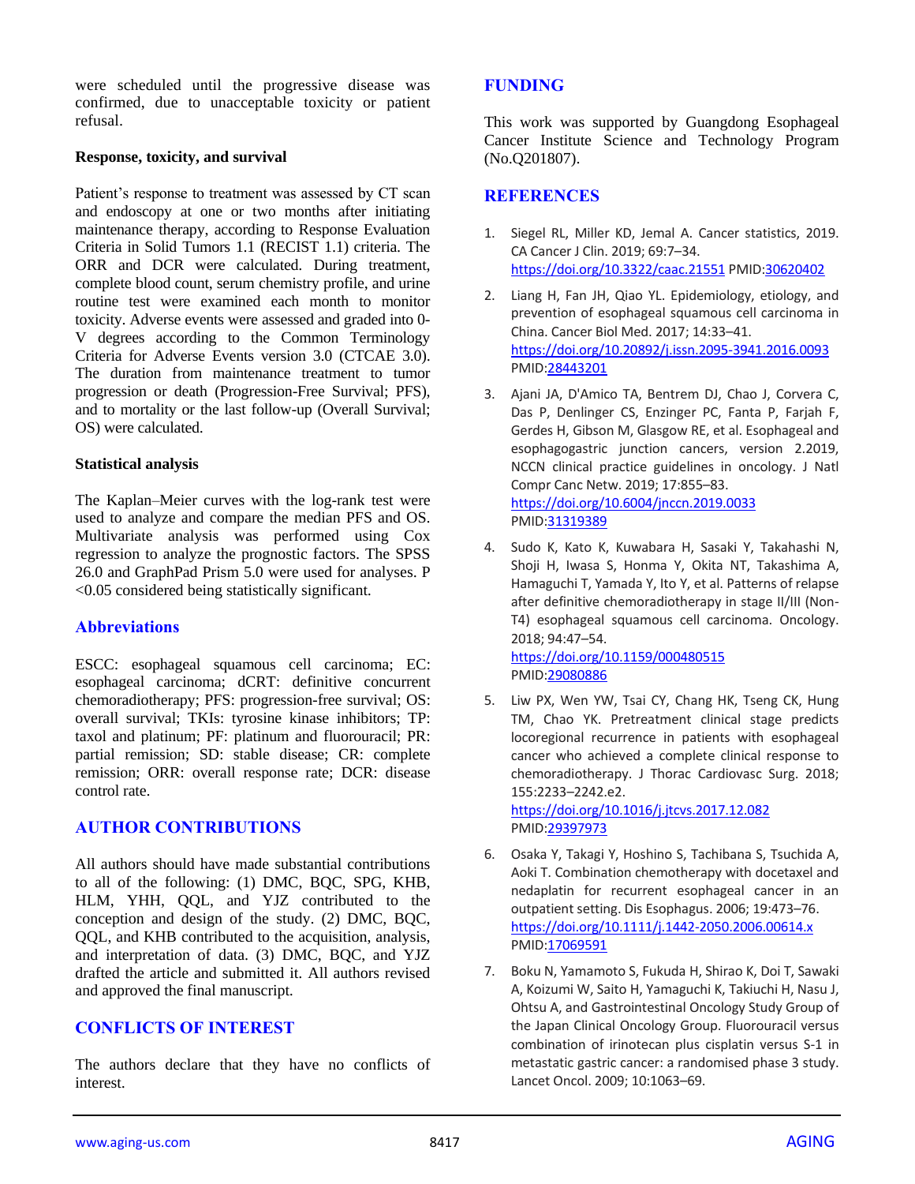were scheduled until the progressive disease was confirmed, due to unacceptable toxicity or patient refusal.

**Response, toxicity, and survival**

Patient's response to treatment was assessed by CT scan and endoscopy at one or two months after initiating maintenance therapy, according to Response Evaluation Criteria in Solid Tumors 1.1 (RECIST 1.1) criteria. The ORR and DCR were calculated. During treatment, complete blood count, serum chemistry profile, and urine routine test were examined each month to monitor toxicity. Adverse events were assessed and graded into 0-V degrees according to the Common Terminology Criteria for Adverse Events version 3.0 (CTCAE 3.0). The duration from maintenance treatment to tumor progression or death (Progression-Free Survival; PFS), and to mortality or the last follow-up (Overall Survival; OS) were calculated.

**Statistical analysis**

The Kaplan–Meier curves with the log-rank test were used to analyze and compare the median PFS and OS. Multivariate analysis was performed using Cox regression to analyze the prognostic factors. The SPSS 26.0 and GraphPad Prism 5.0 were used for analyses. P <0.05 considered being statistically significant.

## Abbreviations

ESCC: esophageal squamous cell carcinoma; EC: esophageal carcinoma; dCRT: definitive concurrent chemoradiotherapy; PFS: progression-free survival; OS: overall survival; TKIs: tyrosine kinase inhibitors; TP: taxol and platinum; PF: platinum and fluorouracil; PR: partial remission; SD: stable disease; CR: complete remission; ORR: overall response rate; DCR: disease control rate.

## AUTHOR CONTRIBUTIONS

All authors should have made substantial contributions to all of the following: (1) DMC, BQC, SPG, KHB, HLM, YHH, QQL, and YJZ contributed to the conception and design of the study. (2) DMC, BQC, QQL, and KHB contributed to the acquisition, analysis, and interpretation of data. (3) DMC, BQC, and YJZ drafted the article and submitted it. All authors revised and approved the final manuscript.

## CONFLICTS OF INTEREST

The authors declare that they have no conflicts of interest.

## FUNDING

This work was supported by Guangdong Esophageal Cancer Institute Science and Technology Program (No.Q201807).

## REFERENCES

1. Siegel RL, Miller KD, Jemal A. Cancer statistics, 2019. CA Cancer J Clin. 2019; 69:7–34. https://doi.org/10.3322/caac.21551 PMID:30620402

2. Liang H, Fan JH, Qiao YL. Epidemiology, etiology, and prevention of esophageal squamous cell carcinoma in China. Cancer Biol Med. 2017; 14:33–41. https://doi.org/10.20892/j.issn.2095-3941.2016.0093 PMID:28443201

3. Ajani JA, D'Amico TA, Bentrem DJ, Chao J, Corvera C, Das P, Denlinger CS, Enzinger PC, Fanta P, Farjah F, Gerdes H, Gibson M, Glasgow RE, et al. Esophageal and esophagogastric junction cancers, version 2.2019, NCCN clinical practice guidelines in oncology. J Natl Compr Canc Netw. 2019; 17:855–83. https://doi.org/10.6004/jnccn.2019.0033 PMID:31319389

4. Sudo K, Kato K, Kuwabara H, Sasaki Y, Takahashi N, Shoji H, Iwasa S, Honma Y, Okita NT, Takashima A, Hamaguchi T, Yamada Y, Ito Y, et al. Patterns of relapse after definitive chemoradiotherapy in stage II/III (Non-T4) esophageal squamous cell carcinoma. Oncology. 2018; 94:47–54. https://doi.org/10.1159/000480515 PMID:29080886

5. Liw PX, Wen YW, Tsai CY, Chang HK, Tseng CK, Hung TM, Chao YK. Pretreatment clinical stage predicts locoregional recurrence in patients with esophageal cancer who achieved a complete clinical response to chemoradiotherapy. J Thorac Cardiovasc Surg. 2018; 155:2233–2242.e2. https://doi.org/10.1016/j.jtcvs.2017.12.082 PMID:29397973

6. Osaka Y, Takagi Y, Hoshino S, Tachibana S, Tsuchida A, Aoki T. Combination chemotherapy with docetaxel and nedaplatin for recurrent esophageal cancer in an outpatient setting. Dis Esophagus. 2006; 19:473–76. https://doi.org/10.1111/j.1442-2050.2006.00614.x PMID:17069591

7. Boku N, Yamamoto S, Fukuda H, Shirao K, Doi T, Sawaki A, Koizumi W, Saito H, Yamaguchi K, Takiuchi H, Nasu J, Ohtsu A, and Gastrointestinal Oncology Study Group of the Japan Clinical Oncology Group. Fluorouracil versus combination of irinotecan plus cisplatin versus S-1 in metastatic gastric cancer: a randomised phase 3 study. Lancet Oncol. 2009; 10:1063–69.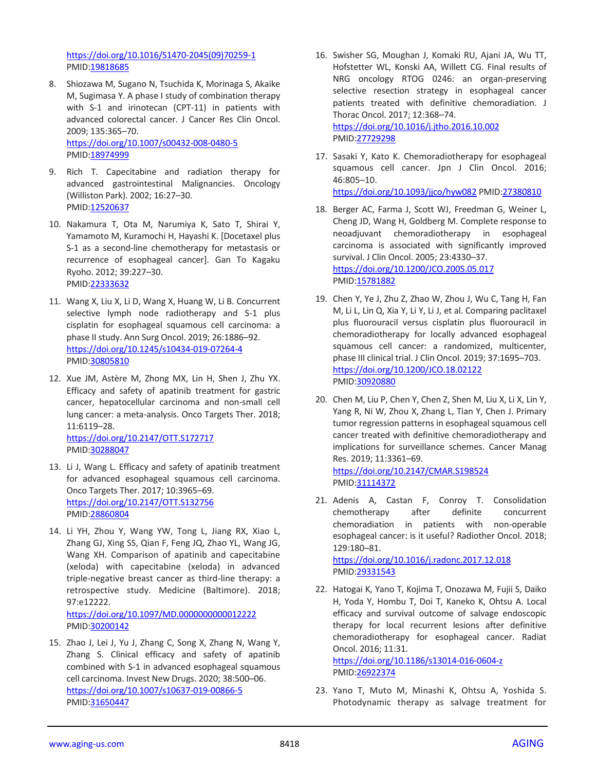https://doi.org/10.1016/S1470-2045(09)70259-1
PMID:19818685

8. Shiozawa M, Sugano N, Tsuchida K, Morinaga S, Akaike M, Sugimasa Y. A phase I study of combination therapy with S-1 and irinotecan (CPT-11) in patients with advanced colorectal cancer. J Cancer Res Clin Oncol. 2009; 135:365–70.
https://doi.org/10.1007/s00432-008-0480-5
PMID:18974999

9. Rich T. Capecitabine and radiation therapy for advanced gastrointestinal Malignancies. Oncology (Williston Park). 2002; 16:27–30.
PMID:12520637

10. Nakamura T, Ota M, Narumiya K, Sato T, Shirai Y, Yamamoto M, Kuramochi H, Hayashi K. [Docetaxel plus S-1 as a second-line chemotherapy for metastasis or recurrence of esophageal cancer]. Gan To Kagaku Ryoho. 2012; 39:227–30.
PMID:22333632

11. Wang X, Liu X, Li D, Wang X, Huang W, Li B. Concurrent selective lymph node radiotherapy and S-1 plus cisplatin for esophageal squamous cell carcinoma: a phase II study. Ann Surg Oncol. 2019; 26:1886–92.
https://doi.org/10.1245/s10434-019-07264-4
PMID:30805810

12. Xue JM, Astère M, Zhong MX, Lin H, Shen J, Zhu YX. Efficacy and safety of apatinib treatment for gastric cancer, hepatocellular carcinoma and non-small cell lung cancer: a meta-analysis. Onco Targets Ther. 2018; 11:6119–28.
https://doi.org/10.2147/OTT.S172717
PMID:30288047

13. Li J, Wang L. Efficacy and safety of apatinib treatment for advanced esophageal squamous cell carcinoma. Onco Targets Ther. 2017; 10:3965–69.
https://doi.org/10.2147/OTT.S132756
PMID:28860804

14. Li YH, Zhou Y, Wang YW, Tong L, Jiang RX, Xiao L, Zhang GJ, Xing SS, Qian F, Feng JQ, Zhao YL, Wang JG, Wang XH. Comparison of apatinib and capecitabine (xeloda) with capecitabine (xeloda) in advanced triple-negative breast cancer as third-line therapy: a retrospective study. Medicine (Baltimore). 2018; 97:e12222.
https://doi.org/10.1097/MD.0000000000012222
PMID:30200142

15. Zhao J, Lei J, Yu J, Zhang C, Song X, Zhang N, Wang Y, Zhang S. Clinical efficacy and safety of apatinib combined with S-1 in advanced esophageal squamous cell carcinoma. Invest New Drugs. 2020; 38:500–06.
https://doi.org/10.1007/s10637-019-00866-5
PMID:31650447

16. Swisher SG, Moughan J, Komaki RU, Ajani JA, Wu TT, Hofstetter WL, Konski AA, Willett CG. Final results of NRG oncology RTOG 0246: an organ-preserving selective resection strategy in esophageal cancer patients treated with definitive chemoradiation. J Thorac Oncol. 2017; 12:368–74.
https://doi.org/10.1016/j.jtho.2016.10.002
PMID:27729298

17. Sasaki Y, Kato K. Chemoradiotherapy for esophageal squamous cell cancer. Jpn J Clin Oncol. 2016; 46:805–10.
https://doi.org/10.1093/jjco/hyw082 PMID:27380810

18. Berger AC, Farma J, Scott WJ, Freedman G, Weiner L, Cheng JD, Wang H, Goldberg M. Complete response to neoadjuvant chemoradiotherapy in esophageal carcinoma is associated with significantly improved survival. J Clin Oncol. 2005; 23:4330–37.
https://doi.org/10.1200/JCO.2005.05.017
PMID:15781882

19. Chen Y, Ye J, Zhu Z, Zhao W, Zhou J, Wu C, Tang H, Fan M, Li L, Lin Q, Xia Y, Li Y, Li J, et al. Comparing paclitaxel plus fluorouracil versus cisplatin plus fluorouracil in chemoradiotherapy for locally advanced esophageal squamous cell cancer: a randomized, multicenter, phase III clinical trial. J Clin Oncol. 2019; 37:1695–703.
https://doi.org/10.1200/JCO.18.02122
PMID:30920880

20. Chen M, Liu P, Chen Y, Chen Z, Shen M, Liu X, Li X, Lin Y, Yang R, Ni W, Zhou X, Zhang L, Tian Y, Chen J. Primary tumor regression patterns in esophageal squamous cell cancer treated with definitive chemoradiotherapy and implications for surveillance schemes. Cancer Manag Res. 2019; 11:3361–69.
https://doi.org/10.2147/CMAR.S198524
PMID:31114372

21. Adenis A, Castan F, Conroy T. Consolidation chemotherapy after definite concurrent chemoradiation in patients with non-operable esophageal cancer: is it useful? Radiother Oncol. 2018; 129:180–81.
https://doi.org/10.1016/j.radonc.2017.12.018
PMID:29331543

22. Hatogai K, Yano T, Kojima T, Onozawa M, Fujii S, Daiko H, Yoda Y, Hombu T, Doi T, Kaneko K, Ohtsu A. Local efficacy and survival outcome of salvage endoscopic therapy for local recurrent lesions after definitive chemoradiotherapy for esophageal cancer. Radiat Oncol. 2016; 11:31.
https://doi.org/10.1186/s13014-016-0604-z
PMID:26922374

23. Yano T, Muto M, Minashi K, Ohtsu A, Yoshida S. Photodynamic therapy as salvage treatment for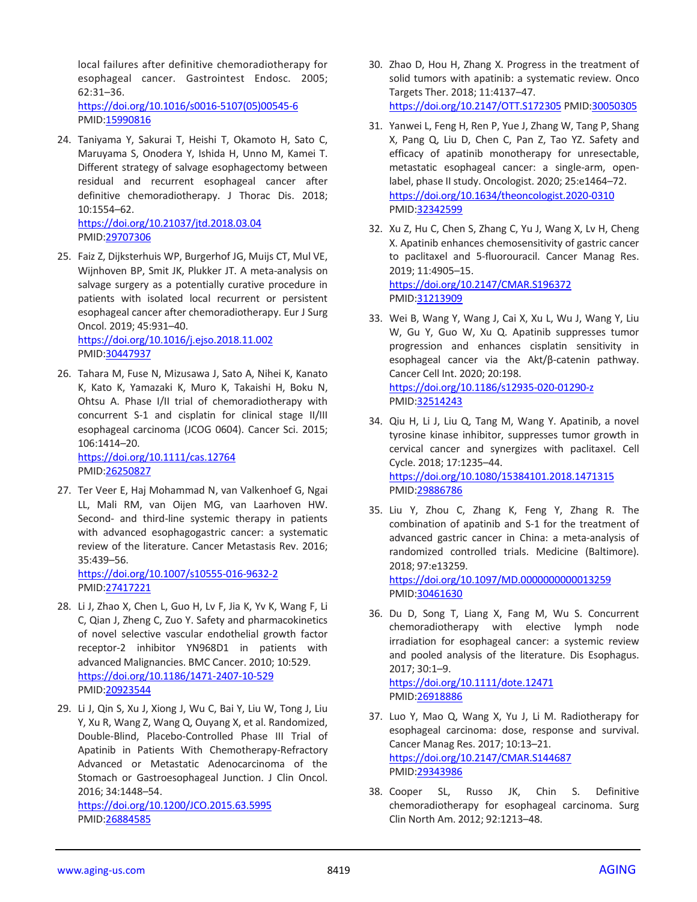local failures after definitive chemoradiotherapy for esophageal cancer. Gastrointest Endosc. 2005; 62:31–36.
https://doi.org/10.1016/s0016-5107(05)00545-6
PMID:15990816

24. Taniyama Y, Sakurai T, Heishi T, Okamoto H, Sato C, Maruyama S, Onodera Y, Ishida H, Unno M, Kamei T. Different strategy of salvage esophagectomy between residual and recurrent esophageal cancer after definitive chemoradiotherapy. J Thorac Dis. 2018; 10:1554–62.
https://doi.org/10.21037/jtd.2018.03.04
PMID:29707306

25. Faiz Z, Dijksterhuis WP, Burgerhof JG, Muijs CT, Mul VE, Wijnhoven BP, Smit JK, Plukker JT. A meta-analysis on salvage surgery as a potentially curative procedure in patients with isolated local recurrent or persistent esophageal cancer after chemoradiotherapy. Eur J Surg Oncol. 2019; 45:931–40.
https://doi.org/10.1016/j.ejso.2018.11.002
PMID:30447937

26. Tahara M, Fuse N, Mizusawa J, Sato A, Nihei K, Kanato K, Kato K, Yamazaki K, Muro K, Takaishi H, Boku N, Ohtsu A. Phase I/II trial of chemoradiotherapy with concurrent S-1 and cisplatin for clinical stage II/III esophageal carcinoma (JCOG 0604). Cancer Sci. 2015; 106:1414–20.
https://doi.org/10.1111/cas.12764
PMID:26250827

27. Ter Veer E, Haj Mohammad N, van Valkenhoef G, Ngai LL, Mali RM, van Oijen MG, van Laarhoven HW. Second- and third-line systemic therapy in patients with advanced esophagogastric cancer: a systematic review of the literature. Cancer Metastasis Rev. 2016; 35:439–56.
https://doi.org/10.1007/s10555-016-9632-2
PMID:27417221

28. Li J, Zhao X, Chen L, Guo H, Lv F, Jia K, Yv K, Wang F, Li C, Qian J, Zheng C, Zuo Y. Safety and pharmacokinetics of novel selective vascular endothelial growth factor receptor-2 inhibitor YN968D1 in patients with advanced Malignancies. BMC Cancer. 2010; 10:529.
https://doi.org/10.1186/1471-2407-10-529
PMID:20923544

29. Li J, Qin S, Xu J, Xiong J, Wu C, Bai Y, Liu W, Tong J, Liu Y, Xu R, Wang Z, Wang Q, Ouyang X, et al. Randomized, Double-Blind, Placebo-Controlled Phase III Trial of Apatinib in Patients With Chemotherapy-Refractory Advanced or Metastatic Adenocarcinoma of the Stomach or Gastroesophageal Junction. J Clin Oncol. 2016; 34:1448–54.
https://doi.org/10.1200/JCO.2015.63.5995
PMID:26884585

30. Zhao D, Hou H, Zhang X. Progress in the treatment of solid tumors with apatinib: a systematic review. Onco Targets Ther. 2018; 11:4137–47.
https://doi.org/10.2147/OTT.S172305 PMID:30050305

31. Yanwei L, Feng H, Ren P, Yue J, Zhang W, Tang P, Shang X, Pang Q, Liu D, Chen C, Pan Z, Tao YZ. Safety and efficacy of apatinib monotherapy for unresectable, metastatic esophageal cancer: a single-arm, open-label, phase II study. Oncologist. 2020; 25:e1464–72.
https://doi.org/10.1634/theoncologist.2020-0310
PMID:32342599

32. Xu Z, Hu C, Chen S, Zhang C, Yu J, Wang X, Lv H, Cheng X. Apatinib enhances chemosensitivity of gastric cancer to paclitaxel and 5-fluorouracil. Cancer Manag Res. 2019; 11:4905–15.
https://doi.org/10.2147/CMAR.S196372
PMID:31213909

33. Wei B, Wang Y, Wang J, Cai X, Xu L, Wu J, Wang Y, Liu W, Gu Y, Guo W, Xu Q. Apatinib suppresses tumor progression and enhances cisplatin sensitivity in esophageal cancer via the Akt/β-catenin pathway. Cancer Cell Int. 2020; 20:198.
https://doi.org/10.1186/s12935-020-01290-z
PMID:32514243

34. Qiu H, Li J, Liu Q, Tang M, Wang Y. Apatinib, a novel tyrosine kinase inhibitor, suppresses tumor growth in cervical cancer and synergizes with paclitaxel. Cell Cycle. 2018; 17:1235–44.
https://doi.org/10.1080/15384101.2018.1471315
PMID:29886786

35. Liu Y, Zhou C, Zhang K, Feng Y, Zhang R. The combination of apatinib and S-1 for the treatment of advanced gastric cancer in China: a meta-analysis of randomized controlled trials. Medicine (Baltimore). 2018; 97:e13259.
https://doi.org/10.1097/MD.0000000000013259
PMID:30461630

36. Du D, Song T, Liang X, Fang M, Wu S. Concurrent chemoradiotherapy with elective lymph node irradiation for esophageal cancer: a systemic review and pooled analysis of the literature. Dis Esophagus. 2017; 30:1–9.
https://doi.org/10.1111/dote.12471
PMID:26918886

37. Luo Y, Mao Q, Wang X, Yu J, Li M. Radiotherapy for esophageal carcinoma: dose, response and survival. Cancer Manag Res. 2017; 10:13–21.
https://doi.org/10.2147/CMAR.S144687
PMID:29343986

38. Cooper SL, Russo JK, Chin S. Definitive chemoradiotherapy for esophageal carcinoma. Surg Clin North Am. 2012; 92:1213–48.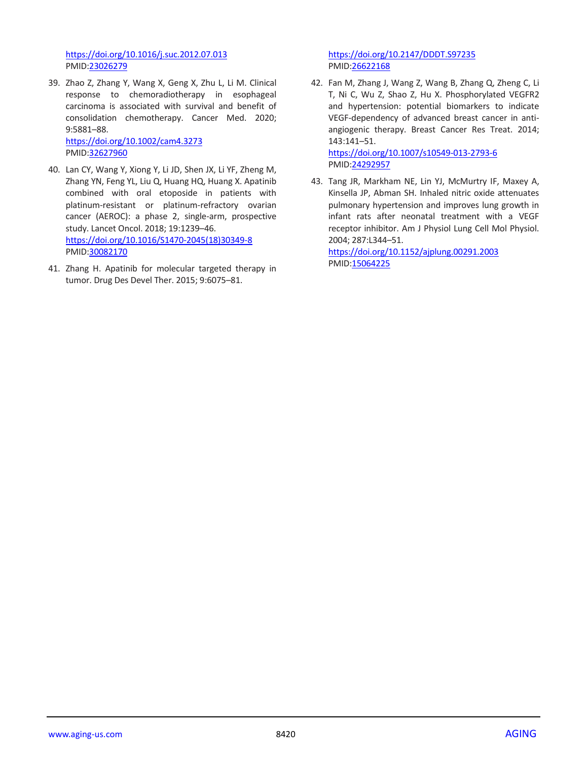https://doi.org/10.1016/j.suc.2012.07.013
PMID:23026279

39. Zhao Z, Zhang Y, Wang X, Geng X, Zhu L, Li M. Clinical response to chemoradiotherapy in esophageal carcinoma is associated with survival and benefit of consolidation chemotherapy. Cancer Med. 2020; 9:5881–88.
https://doi.org/10.1002/cam4.3273
PMID:32627960

40. Lan CY, Wang Y, Xiong Y, Li JD, Shen JX, Li YF, Zheng M, Zhang YN, Feng YL, Liu Q, Huang HQ, Huang X. Apatinib combined with oral etoposide in patients with platinum-resistant or platinum-refractory ovarian cancer (AEROC): a phase 2, single-arm, prospective study. Lancet Oncol. 2018; 19:1239–46.
https://doi.org/10.1016/S1470-2045(18)30349-8
PMID:30082170

41. Zhang H. Apatinib for molecular targeted therapy in tumor. Drug Des Devel Ther. 2015; 9:6075–81.
https://doi.org/10.2147/DDDT.S97235
PMID:26622168

42. Fan M, Zhang J, Wang Z, Wang B, Zhang Q, Zheng C, Li T, Ni C, Wu Z, Shao Z, Hu X. Phosphorylated VEGFR2 and hypertension: potential biomarkers to indicate VEGF-dependency of advanced breast cancer in anti-angiogenic therapy. Breast Cancer Res Treat. 2014; 143:141–51.
https://doi.org/10.1007/s10549-013-2793-6
PMID:24292957

43. Tang JR, Markham NE, Lin YJ, McMurtry IF, Maxey A, Kinsella JP, Abman SH. Inhaled nitric oxide attenuates pulmonary hypertension and improves lung growth in infant rats after neonatal treatment with a VEGF receptor inhibitor. Am J Physiol Lung Cell Mol Physiol. 2004; 287:L344–51.
https://doi.org/10.1152/ajplung.00291.2003
PMID:15064225